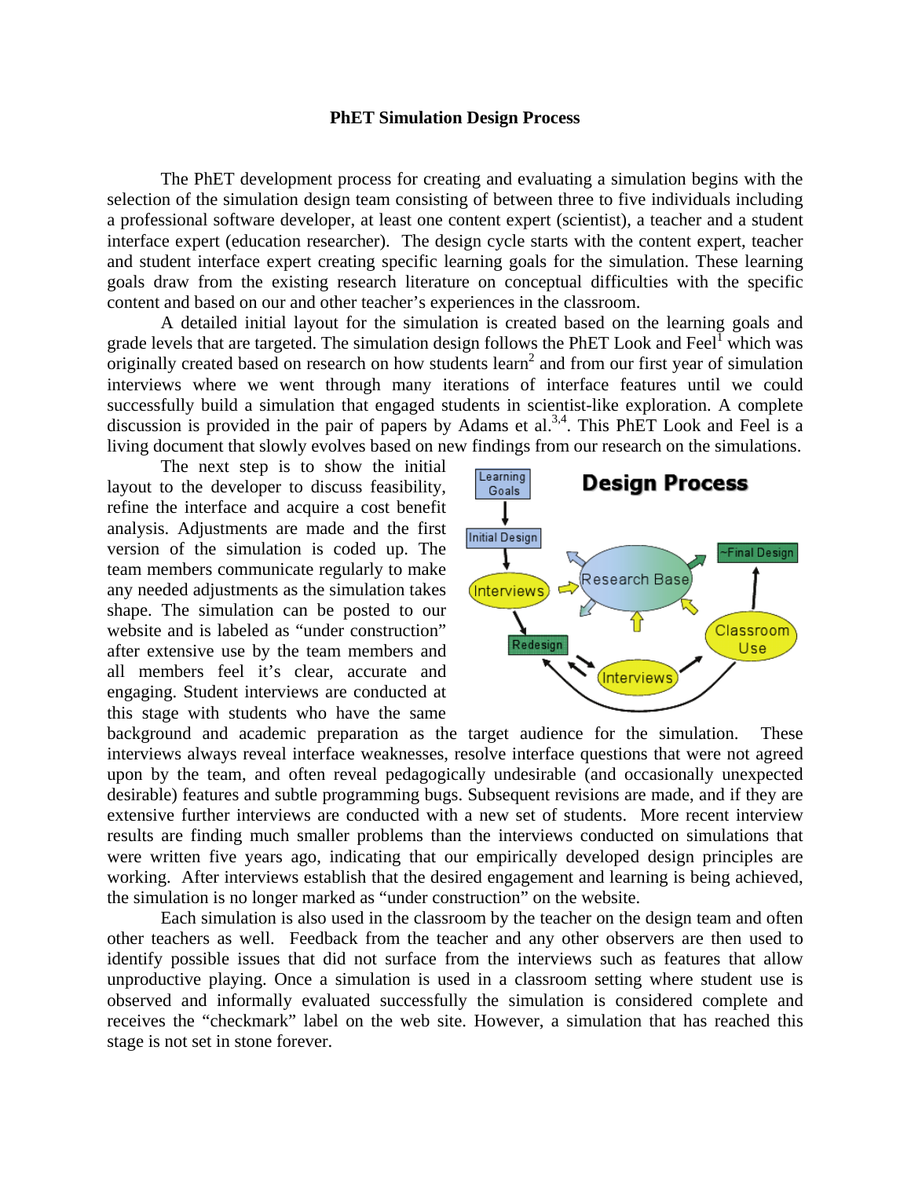# PhET Simulation Design Process

The PhET development process for creating and evaluating a simulation begins with the selection of the simulation design team consisting of between three to five individuals including a professional software developer, at least one content expert (scientist), a teacher and a student interface expert (education researcher). The design cycle starts with the content expert, teacher and student interface expert creating specific learning goals for the simulation. These learning goals draw from the existing research literature on conceptual difficulties with the specific content and based on our and other teacher's experiences in the classroom.

A detailed initial layout for the simulation is created based on the learning goals and grade levels that are targeted. The simulation design follows the PhET Look and Feel[1] which was originally created based on research on how students learn[2] and from our first year of simulation interviews where we went through many iterations of interface features until we could successfully build a simulation that engaged students in scientist-like exploration. A complete discussion is provided in the pair of papers by Adams et al.[3,4]. This PhET Look and Feel is a living document that slowly evolves based on new findings from our research on the simulations.

The next step is to show the initial layout to the developer to discuss feasibility, refine the interface and acquire a cost benefit analysis. Adjustments are made and the first version of the simulation is coded up. The team members communicate regularly to make any needed adjustments as the simulation takes shape. The simulation can be posted to our website and is labeled as "under construction" after extensive use by the team members and all members feel it's clear, accurate and engaging. Student interviews are conducted at this stage with students who have the same background and academic preparation as the target audience for the simulation. These interviews always reveal interface weaknesses, resolve interface questions that were not agreed upon by the team, and often reveal pedagogically undesirable (and occasionally unexpected desirable) features and subtle programming bugs. Subsequent revisions are made, and if they are extensive further interviews are conducted with a new set of students. More recent interview results are finding much smaller problems than the interviews conducted on simulations that were written five years ago, indicating that our empirically developed design principles are working. After interviews establish that the desired engagement and learning is being achieved, the simulation is no longer marked as "under construction" on the website.

**Design Process**

Learning Goals → Initial Design → Interviews → Redesign ⇄ Interviews → Classroom Use → ~Final Design; Research Base

Each simulation is also used in the classroom by the teacher on the design team and often other teachers as well. Feedback from the teacher and any other observers are then used to identify possible issues that did not surface from the interviews such as features that allow unproductive playing. Once a simulation is used in a classroom setting where student use is observed and informally evaluated successfully the simulation is considered complete and receives the "checkmark" label on the web site. However, a simulation that has reached this stage is not set in stone forever.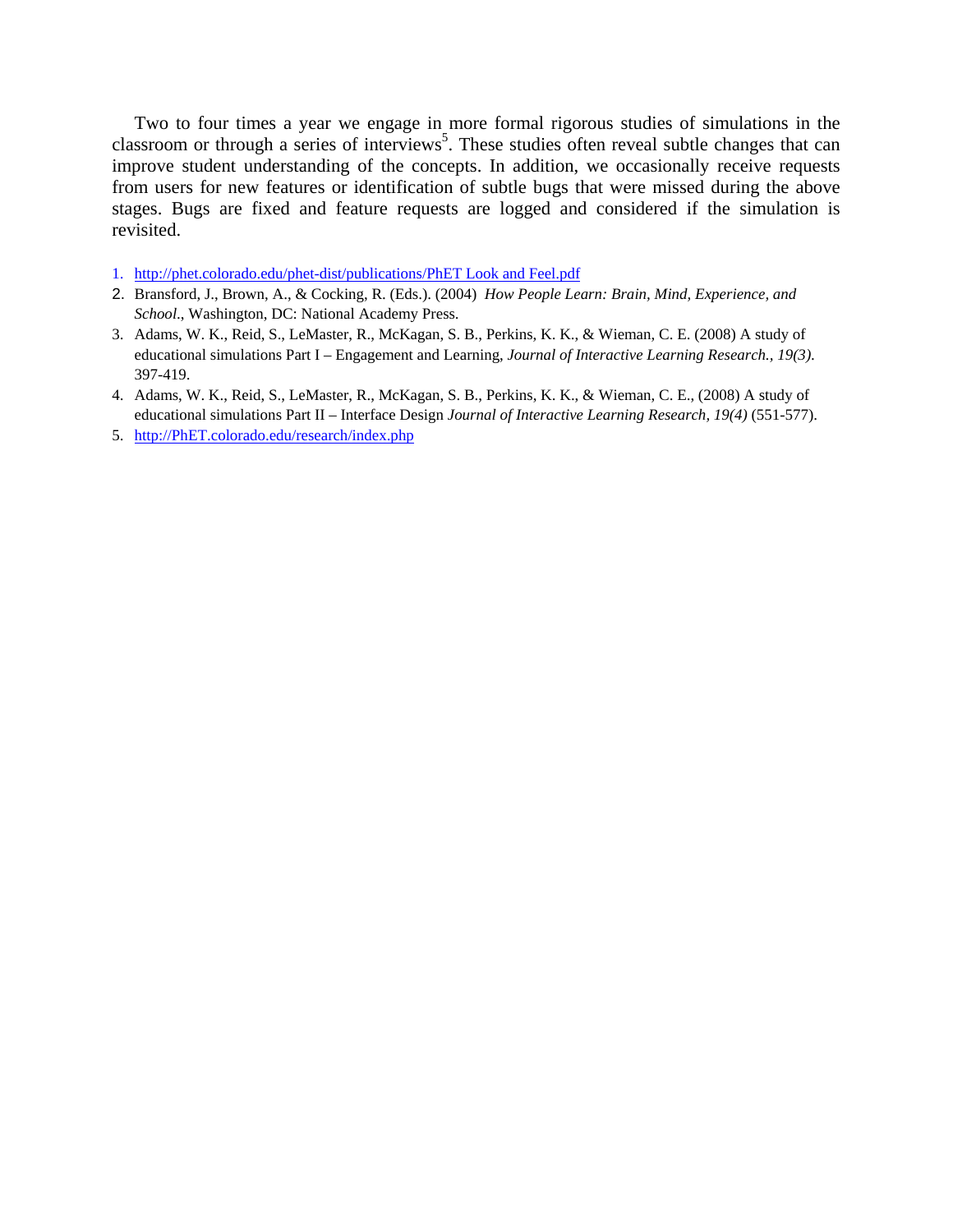Two to four times a year we engage in more formal rigorous studies of simulations in the classroom or through a series of interviews[5]. These studies often reveal subtle changes that can improve student understanding of the concepts. In addition, we occasionally receive requests from users for new features or identification of subtle bugs that were missed during the above stages. Bugs are fixed and feature requests are logged and considered if the simulation is revisited.

1. http://phet.colorado.edu/phet-dist/publications/PhET Look and Feel.pdf
2. Bransford, J., Brown, A., & Cocking, R. (Eds.). (2004) *How People Learn: Brain, Mind, Experience, and School*., Washington, DC: National Academy Press.
3. Adams, W. K., Reid, S., LeMaster, R., McKagan, S. B., Perkins, K. K., & Wieman, C. E. (2008) A study of educational simulations Part I – Engagement and Learning, *Journal of Interactive Learning Research., 19(3)*. 397-419.
4. Adams, W. K., Reid, S., LeMaster, R., McKagan, S. B., Perkins, K. K., & Wieman, C. E., (2008) A study of educational simulations Part II – Interface Design *Journal of Interactive Learning Research, 19(4)* (551-577).
5. http://PhET.colorado.edu/research/index.php